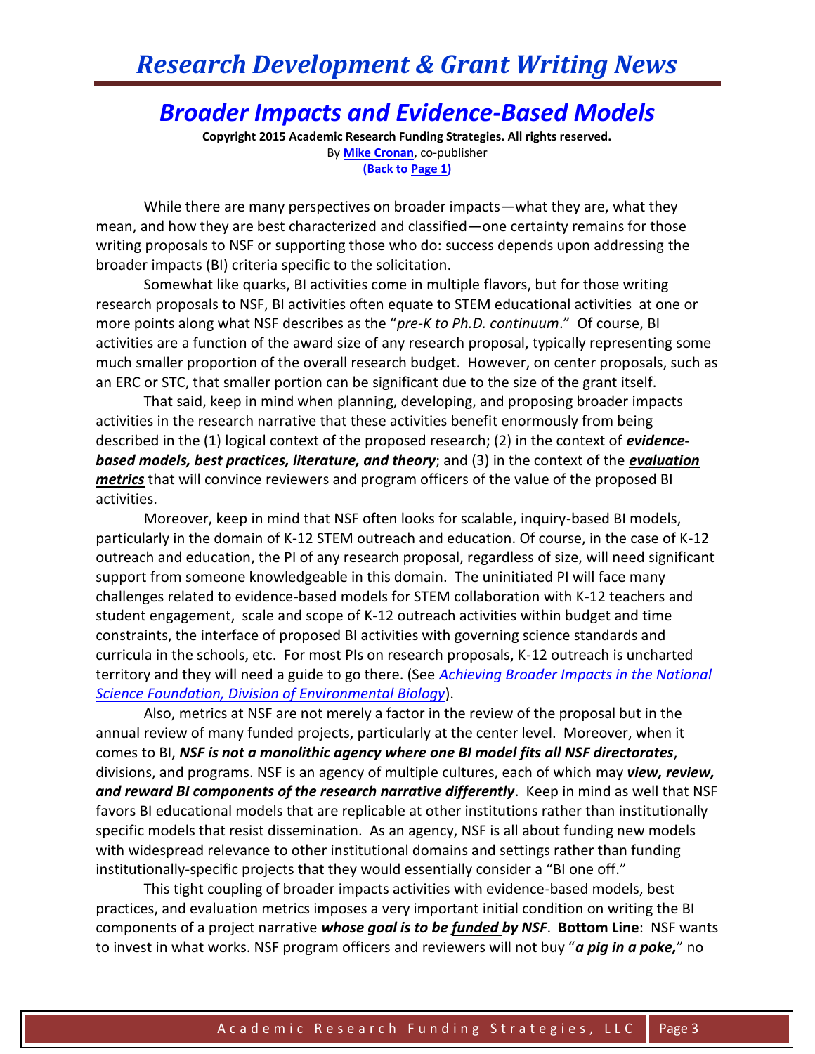# Broader Impacts and Evidence-Based Models

**Copyright 2015 Academic Research Funding Strategies. All rights reserved.**

By **Mike Cronan**, co-publisher

**(Back to Page 1)**

While there are many perspectives on broader impacts—what they are, what they mean, and how they are best characterized and classified—one certainty remains for those writing proposals to NSF or supporting those who do: success depends upon addressing the broader impacts (BI) criteria specific to the solicitation.

Somewhat like quarks, BI activities come in multiple flavors, but for those writing research proposals to NSF, BI activities often equate to STEM educational activities at one or more points along what NSF describes as the "*pre-K to Ph.D. continuum*." Of course, BI activities are a function of the award size of any research proposal, typically representing some much smaller proportion of the overall research budget. However, on center proposals, such as an ERC or STC, that smaller portion can be significant due to the size of the grant itself.

That said, keep in mind when planning, developing, and proposing broader impacts activities in the research narrative that these activities benefit enormously from being described in the (1) logical context of the proposed research; (2) in the context of ***evidence-based models, best practices, literature, and theory***; and (3) in the context of the ***evaluation metrics*** that will convince reviewers and program officers of the value of the proposed BI activities.

Moreover, keep in mind that NSF often looks for scalable, inquiry-based BI models, particularly in the domain of K-12 STEM outreach and education. Of course, in the case of K-12 outreach and education, the PI of any research proposal, regardless of size, will need significant support from someone knowledgeable in this domain. The uninitiated PI will face many challenges related to evidence-based models for STEM collaboration with K-12 teachers and student engagement, scale and scope of K-12 outreach activities within budget and time constraints, the interface of proposed BI activities with governing science standards and curricula in the schools, etc. For most PIs on research proposals, K-12 outreach is uncharted territory and they will need a guide to go there. (See *Achieving Broader Impacts in the National Science Foundation, Division of Environmental Biology*).

Also, metrics at NSF are not merely a factor in the review of the proposal but in the annual review of many funded projects, particularly at the center level. Moreover, when it comes to BI, ***NSF is not a monolithic agency where one BI model fits all NSF directorates***, divisions, and programs. NSF is an agency of multiple cultures, each of which may ***view, review, and reward BI components of the research narrative differently***. Keep in mind as well that NSF favors BI educational models that are replicable at other institutions rather than institutionally specific models that resist dissemination. As an agency, NSF is all about funding new models with widespread relevance to other institutional domains and settings rather than funding institutionally-specific projects that they would essentially consider a "BI one off."

This tight coupling of broader impacts activities with evidence-based models, best practices, and evaluation metrics imposes a very important initial condition on writing the BI components of a project narrative ***whose goal is to be funded by NSF***. **Bottom Line**: NSF wants to invest in what works. NSF program officers and reviewers will not buy "***a pig in a poke,***" no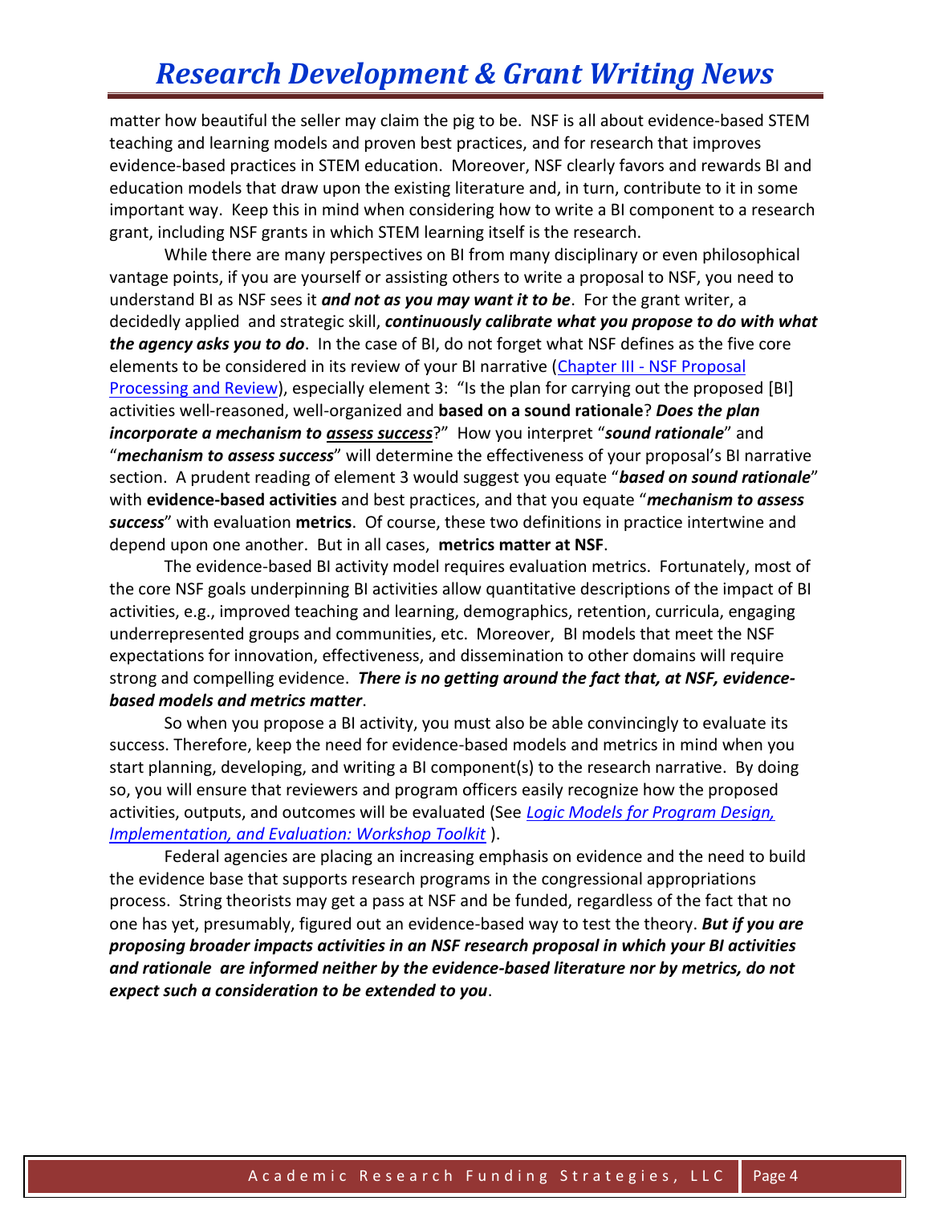matter how beautiful the seller may claim the pig to be. NSF is all about evidence-based STEM teaching and learning models and proven best practices, and for research that improves evidence-based practices in STEM education. Moreover, NSF clearly favors and rewards BI and education models that draw upon the existing literature and, in turn, contribute to it in some important way. Keep this in mind when considering how to write a BI component to a research grant, including NSF grants in which STEM learning itself is the research.

While there are many perspectives on BI from many disciplinary or even philosophical vantage points, if you are yourself or assisting others to write a proposal to NSF, you need to understand BI as NSF sees it ***and not as you may want it to be***. For the grant writer, a decidedly applied and strategic skill, ***continuously calibrate what you propose to do with what the agency asks you to do***. In the case of BI, do not forget what NSF defines as the five core elements to be considered in its review of your BI narrative (Chapter III - NSF Proposal Processing and Review), especially element 3: "Is the plan for carrying out the proposed [BI] activities well-reasoned, well-organized and **based on a sound rationale**? ***Does the plan incorporate a mechanism to <u>assess success</u>***?" How you interpret "***sound rationale***" and "***mechanism to assess success***" will determine the effectiveness of your proposal's BI narrative section. A prudent reading of element 3 would suggest you equate "***based on sound rationale***" with **evidence-based activities** and best practices, and that you equate "***mechanism to assess success***" with evaluation **metrics**. Of course, these two definitions in practice intertwine and depend upon one another. But in all cases, **metrics matter at NSF**.

The evidence-based BI activity model requires evaluation metrics. Fortunately, most of the core NSF goals underpinning BI activities allow quantitative descriptions of the impact of BI activities, e.g., improved teaching and learning, demographics, retention, curricula, engaging underrepresented groups and communities, etc. Moreover, BI models that meet the NSF expectations for innovation, effectiveness, and dissemination to other domains will require strong and compelling evidence. ***There is no getting around the fact that, at NSF, evidence-based models and metrics matter***.

So when you propose a BI activity, you must also be able convincingly to evaluate its success. Therefore, keep the need for evidence-based models and metrics in mind when you start planning, developing, and writing a BI component(s) to the research narrative. By doing so, you will ensure that reviewers and program officers easily recognize how the proposed activities, outputs, and outcomes will be evaluated (See *Logic Models for Program Design, Implementation, and Evaluation: Workshop Toolkit* ).

Federal agencies are placing an increasing emphasis on evidence and the need to build the evidence base that supports research programs in the congressional appropriations process. String theorists may get a pass at NSF and be funded, regardless of the fact that no one has yet, presumably, figured out an evidence-based way to test the theory. ***But if you are proposing broader impacts activities in an NSF research proposal in which your BI activities and rationale are informed neither by the evidence-based literature nor by metrics, do not expect such a consideration to be extended to you***.